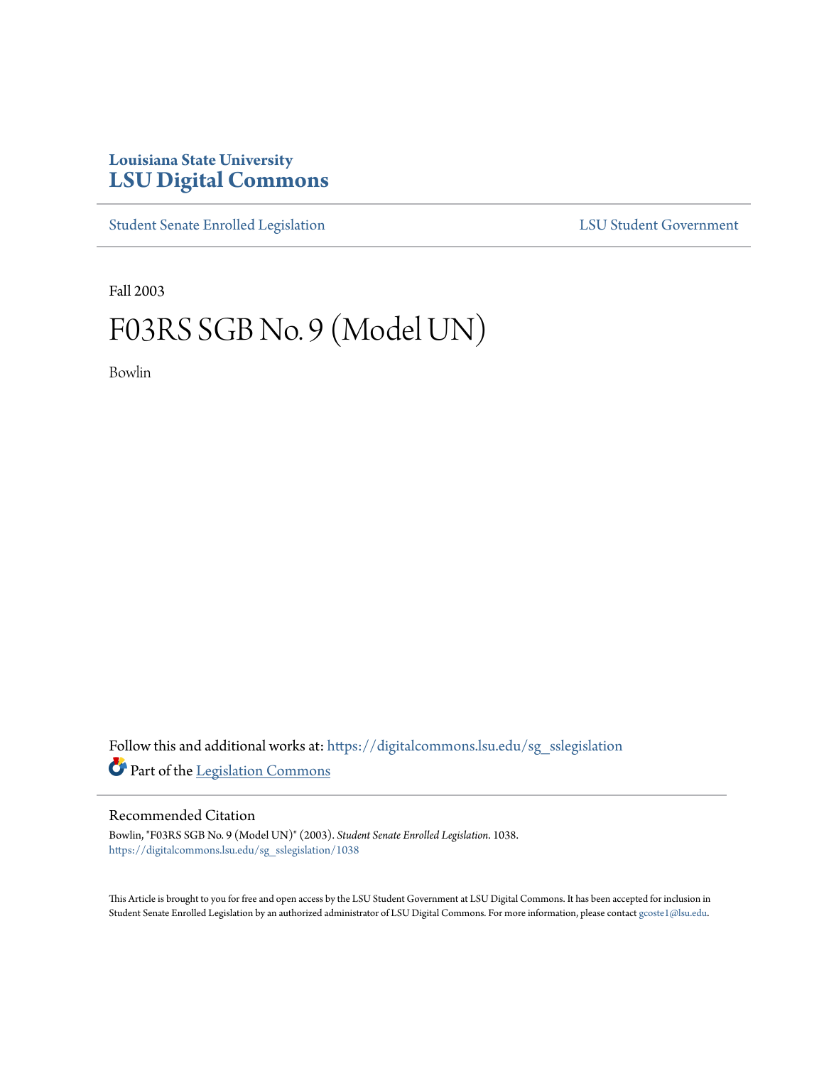Louisiana State University
# LSU Digital Commons

Student Senate Enrolled Legislation | LSU Student Government

Fall 2003

# F03RS SGB No. 9 (Model UN)

Bowlin

Follow this and additional works at: https://digitalcommons.lsu.edu/sg_sslegislation

Part of the Legislation Commons

## Recommended Citation

Bowlin, "F03RS SGB No. 9 (Model UN)" (2003). *Student Senate Enrolled Legislation*. 1038.
https://digitalcommons.lsu.edu/sg_sslegislation/1038

This Article is brought to you for free and open access by the LSU Student Government at LSU Digital Commons. It has been accepted for inclusion in Student Senate Enrolled Legislation by an authorized administrator of LSU Digital Commons. For more information, please contact gcoste1@lsu.edu.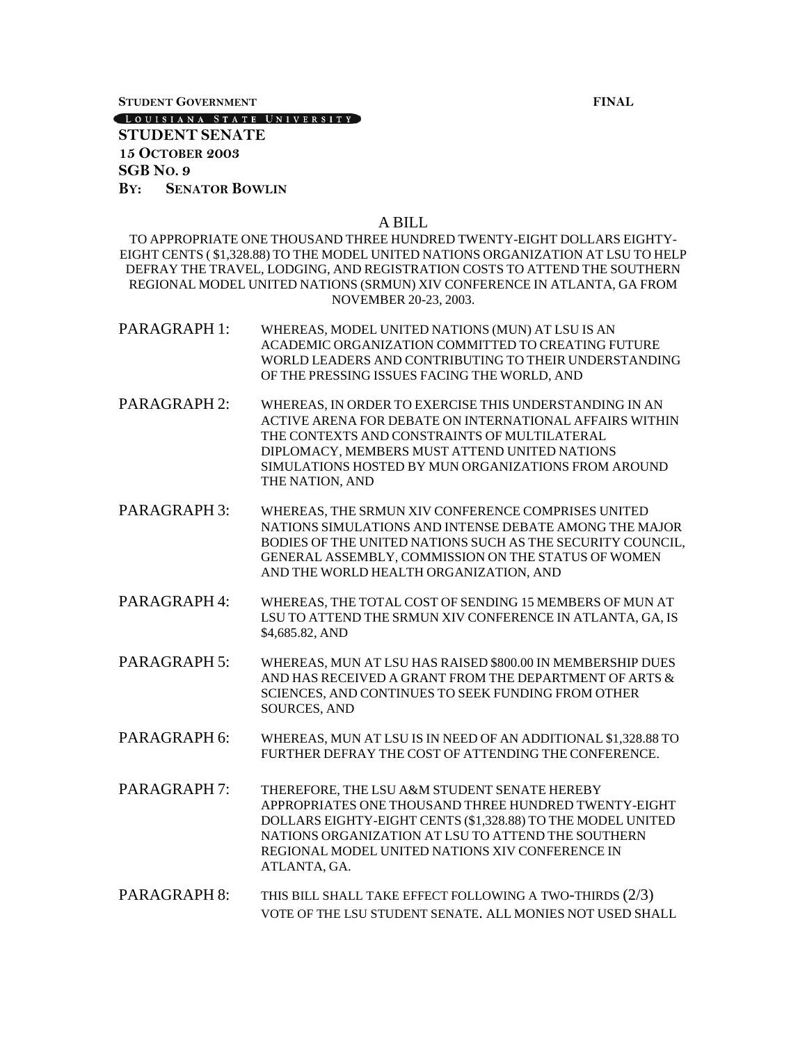**STUDENT GOVERNMENT** **FINAL**

LOUISIANA STATE UNIVERSITY

**STUDENT SENATE**
**15 OCTOBER 2003**
**SGB NO. 9**
**BY: SENATOR BOWLIN**

A BILL

TO APPROPRIATE ONE THOUSAND THREE HUNDRED TWENTY-EIGHT DOLLARS EIGHTY-EIGHT CENTS ( $1,328.88) TO THE MODEL UNITED NATIONS ORGANIZATION AT LSU TO HELP DEFRAY THE TRAVEL, LODGING, AND REGISTRATION COSTS TO ATTEND THE SOUTHERN REGIONAL MODEL UNITED NATIONS (SRMUN) XIV CONFERENCE IN ATLANTA, GA FROM NOVEMBER 20-23, 2003.

PARAGRAPH 1: WHEREAS, MODEL UNITED NATIONS (MUN) AT LSU IS AN ACADEMIC ORGANIZATION COMMITTED TO CREATING FUTURE WORLD LEADERS AND CONTRIBUTING TO THEIR UNDERSTANDING OF THE PRESSING ISSUES FACING THE WORLD, AND

PARAGRAPH 2: WHEREAS, IN ORDER TO EXERCISE THIS UNDERSTANDING IN AN ACTIVE ARENA FOR DEBATE ON INTERNATIONAL AFFAIRS WITHIN THE CONTEXTS AND CONSTRAINTS OF MULTILATERAL DIPLOMACY, MEMBERS MUST ATTEND UNITED NATIONS SIMULATIONS HOSTED BY MUN ORGANIZATIONS FROM AROUND THE NATION, AND

PARAGRAPH 3: WHEREAS, THE SRMUN XIV CONFERENCE COMPRISES UNITED NATIONS SIMULATIONS AND INTENSE DEBATE AMONG THE MAJOR BODIES OF THE UNITED NATIONS SUCH AS THE SECURITY COUNCIL, GENERAL ASSEMBLY, COMMISSION ON THE STATUS OF WOMEN AND THE WORLD HEALTH ORGANIZATION, AND

PARAGRAPH 4: WHEREAS, THE TOTAL COST OF SENDING 15 MEMBERS OF MUN AT LSU TO ATTEND THE SRMUN XIV CONFERENCE IN ATLANTA, GA, IS $4,685.82, AND

PARAGRAPH 5: WHEREAS, MUN AT LSU HAS RAISED $800.00 IN MEMBERSHIP DUES AND HAS RECEIVED A GRANT FROM THE DEPARTMENT OF ARTS & SCIENCES, AND CONTINUES TO SEEK FUNDING FROM OTHER SOURCES, AND

PARAGRAPH 6: WHEREAS, MUN AT LSU IS IN NEED OF AN ADDITIONAL $1,328.88 TO FURTHER DEFRAY THE COST OF ATTENDING THE CONFERENCE.

PARAGRAPH 7: THEREFORE, THE LSU A&M STUDENT SENATE HEREBY APPROPRIATES ONE THOUSAND THREE HUNDRED TWENTY-EIGHT DOLLARS EIGHTY-EIGHT CENTS ($1,328.88) TO THE MODEL UNITED NATIONS ORGANIZATION AT LSU TO ATTEND THE SOUTHERN REGIONAL MODEL UNITED NATIONS XIV CONFERENCE IN ATLANTA, GA.

PARAGRAPH 8: THIS BILL SHALL TAKE EFFECT FOLLOWING A TWO-THIRDS (2/3) VOTE OF THE LSU STUDENT SENATE. ALL MONIES NOT USED SHALL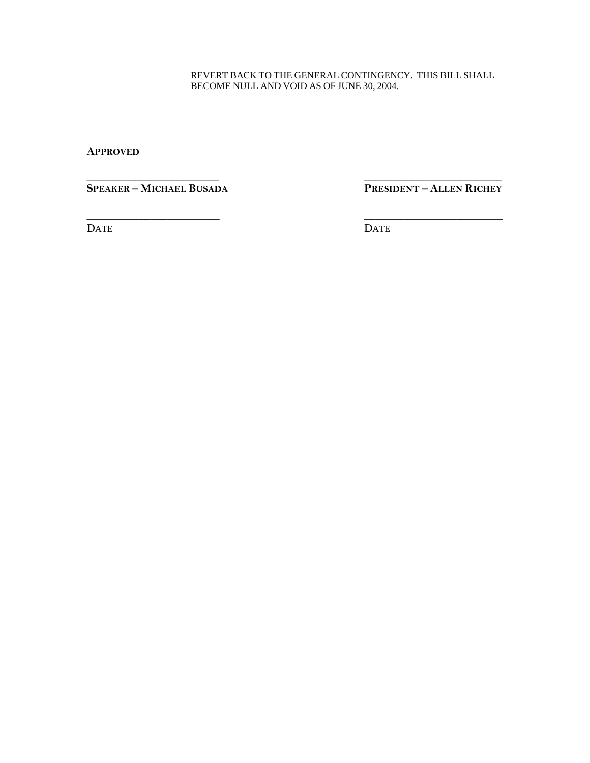REVERT BACK TO THE GENERAL CONTINGENCY. THIS BILL SHALL BECOME NULL AND VOID AS OF JUNE 30, 2004.

**APPROVED**

| | |
|---|---|
| ________________________ | ________________________ |
| **SPEAKER – MICHAEL BUSADA** | **PRESIDENT – ALLEN RICHEY** |
| ________________________ | ________________________ |
| DATE | DATE |